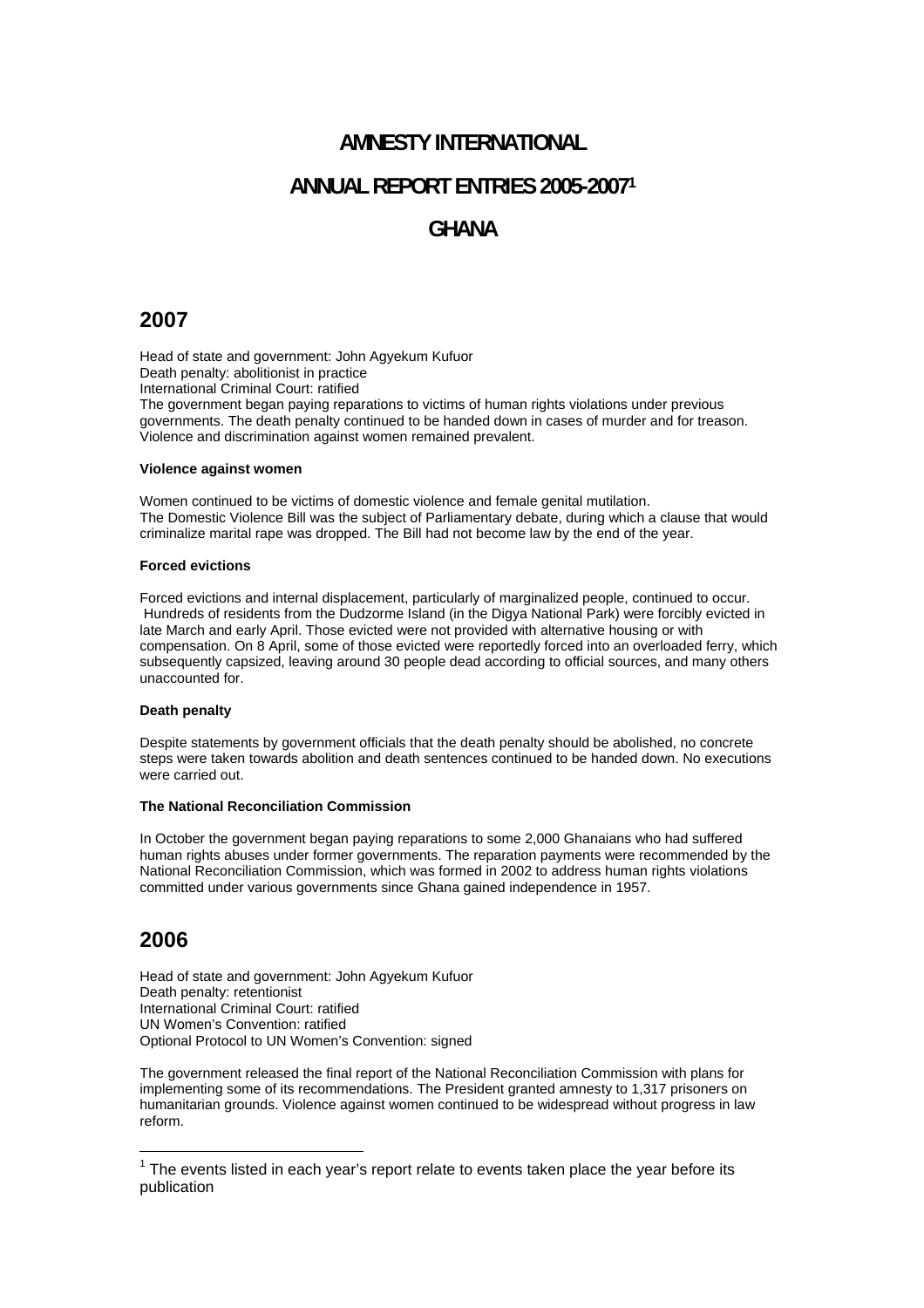# AMNESTY INTERNATIONAL

# ANNUAL REPORT ENTRIES 2005-2007[1]

# GHANA

## 2007

Head of state and government: John Agyekum Kufuor
Death penalty: abolitionist in practice
International Criminal Court: ratified
The government began paying reparations to victims of human rights violations under previous governments. The death penalty continued to be handed down in cases of murder and for treason. Violence and discrimination against women remained prevalent.

**Violence against women**

Women continued to be victims of domestic violence and female genital mutilation.
The Domestic Violence Bill was the subject of Parliamentary debate, during which a clause that would criminalize marital rape was dropped. The Bill had not become law by the end of the year.

**Forced evictions**

Forced evictions and internal displacement, particularly of marginalized people, continued to occur. Hundreds of residents from the Dudzorme Island (in the Digya National Park) were forcibly evicted in late March and early April. Those evicted were not provided with alternative housing or with compensation. On 8 April, some of those evicted were reportedly forced into an overloaded ferry, which subsequently capsized, leaving around 30 people dead according to official sources, and many others unaccounted for.

**Death penalty**

Despite statements by government officials that the death penalty should be abolished, no concrete steps were taken towards abolition and death sentences continued to be handed down. No executions were carried out.

**The National Reconciliation Commission**

In October the government began paying reparations to some 2,000 Ghanaians who had suffered human rights abuses under former governments. The reparation payments were recommended by the National Reconciliation Commission, which was formed in 2002 to address human rights violations committed under various governments since Ghana gained independence in 1957.

## 2006

Head of state and government: John Agyekum Kufuor
Death penalty: retentionist
International Criminal Court: ratified
UN Women's Convention: ratified
Optional Protocol to UN Women's Convention: signed

The government released the final report of the National Reconciliation Commission with plans for implementing some of its recommendations. The President granted amnesty to 1,317 prisoners on humanitarian grounds. Violence against women continued to be widespread without progress in law reform.

[1] The events listed in each year's report relate to events taken place the year before its publication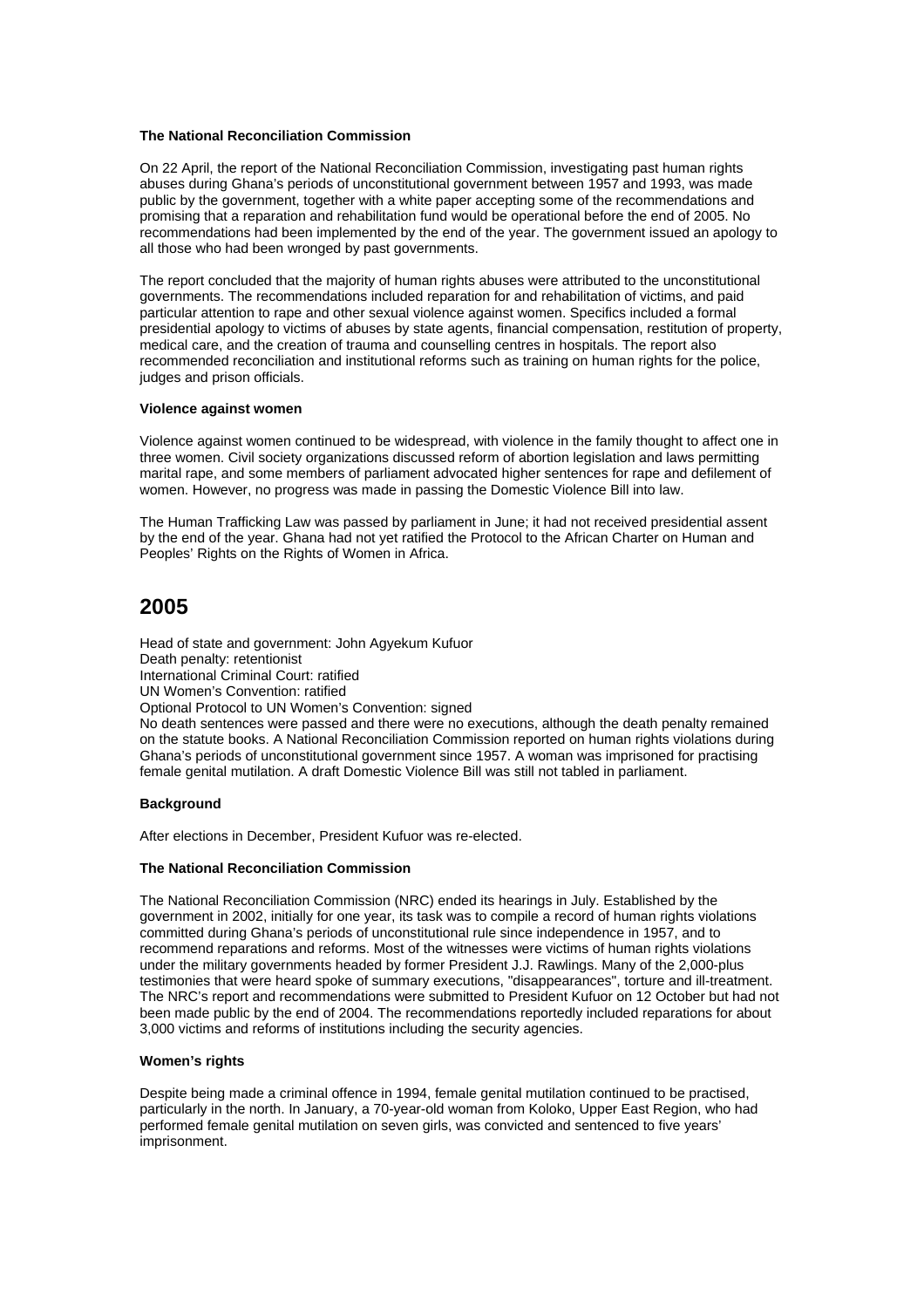**The National Reconciliation Commission**

On 22 April, the report of the National Reconciliation Commission, investigating past human rights abuses during Ghana's periods of unconstitutional government between 1957 and 1993, was made public by the government, together with a white paper accepting some of the recommendations and promising that a reparation and rehabilitation fund would be operational before the end of 2005. No recommendations had been implemented by the end of the year. The government issued an apology to all those who had been wronged by past governments.

The report concluded that the majority of human rights abuses were attributed to the unconstitutional governments. The recommendations included reparation for and rehabilitation of victims, and paid particular attention to rape and other sexual violence against women. Specifics included a formal presidential apology to victims of abuses by state agents, financial compensation, restitution of property, medical care, and the creation of trauma and counselling centres in hospitals. The report also recommended reconciliation and institutional reforms such as training on human rights for the police, judges and prison officials.

**Violence against women**

Violence against women continued to be widespread, with violence in the family thought to affect one in three women. Civil society organizations discussed reform of abortion legislation and laws permitting marital rape, and some members of parliament advocated higher sentences for rape and defilement of women. However, no progress was made in passing the Domestic Violence Bill into law.

The Human Trafficking Law was passed by parliament in June; it had not received presidential assent by the end of the year. Ghana had not yet ratified the Protocol to the African Charter on Human and Peoples' Rights on the Rights of Women in Africa.

# 2005

Head of state and government: John Agyekum Kufuor
Death penalty: retentionist
International Criminal Court: ratified
UN Women's Convention: ratified
Optional Protocol to UN Women's Convention: signed
No death sentences were passed and there were no executions, although the death penalty remained on the statute books. A National Reconciliation Commission reported on human rights violations during Ghana's periods of unconstitutional government since 1957. A woman was imprisoned for practising female genital mutilation. A draft Domestic Violence Bill was still not tabled in parliament.

**Background**

After elections in December, President Kufuor was re-elected.

**The National Reconciliation Commission**

The National Reconciliation Commission (NRC) ended its hearings in July. Established by the government in 2002, initially for one year, its task was to compile a record of human rights violations committed during Ghana's periods of unconstitutional rule since independence in 1957, and to recommend reparations and reforms. Most of the witnesses were victims of human rights violations under the military governments headed by former President J.J. Rawlings. Many of the 2,000-plus testimonies that were heard spoke of summary executions, "disappearances", torture and ill-treatment. The NRC's report and recommendations were submitted to President Kufuor on 12 October but had not been made public by the end of 2004. The recommendations reportedly included reparations for about 3,000 victims and reforms of institutions including the security agencies.

**Women's rights**

Despite being made a criminal offence in 1994, female genital mutilation continued to be practised, particularly in the north. In January, a 70-year-old woman from Koloko, Upper East Region, who had performed female genital mutilation on seven girls, was convicted and sentenced to five years' imprisonment.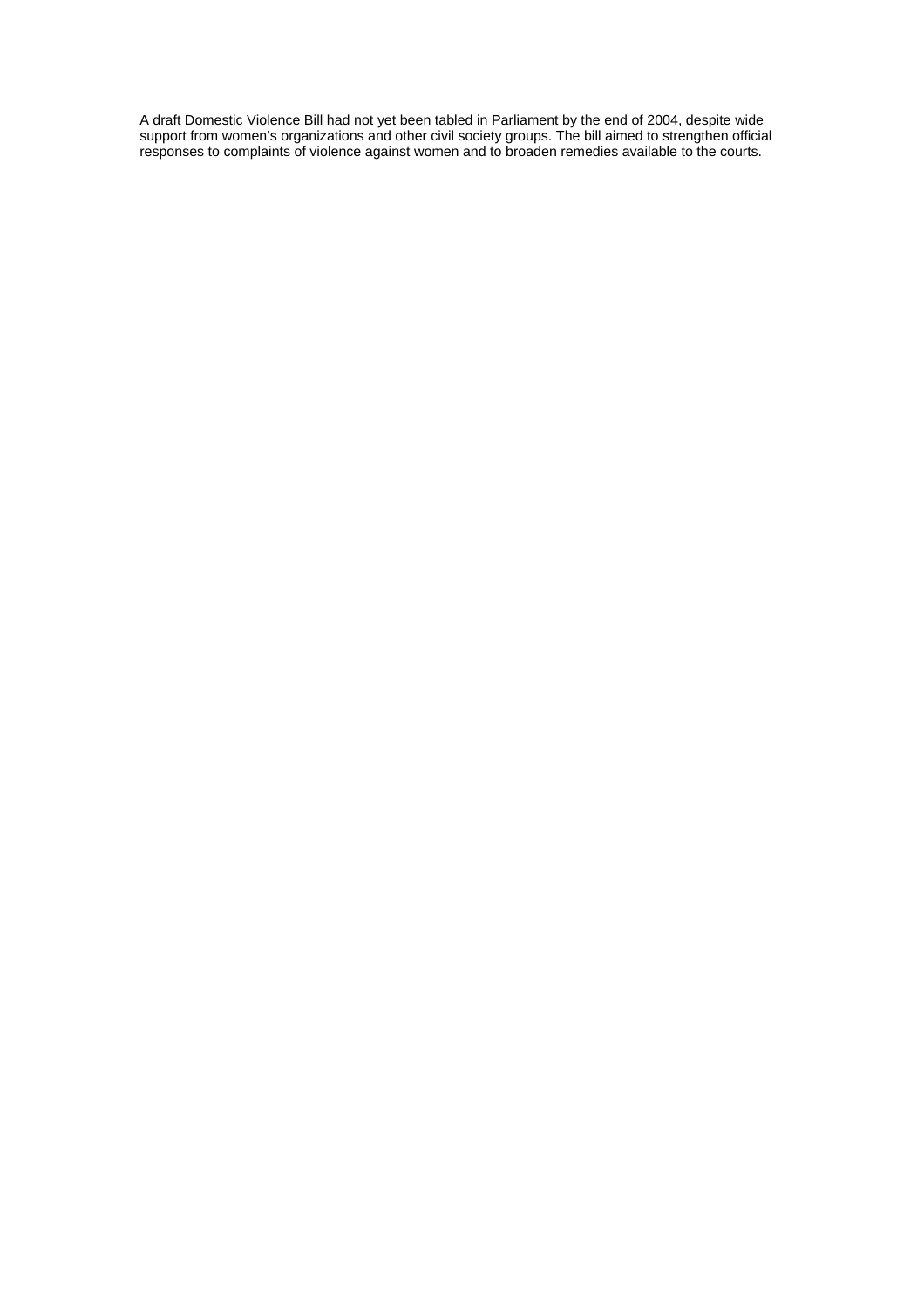A draft Domestic Violence Bill had not yet been tabled in Parliament by the end of 2004, despite wide support from women's organizations and other civil society groups. The bill aimed to strengthen official responses to complaints of violence against women and to broaden remedies available to the courts.